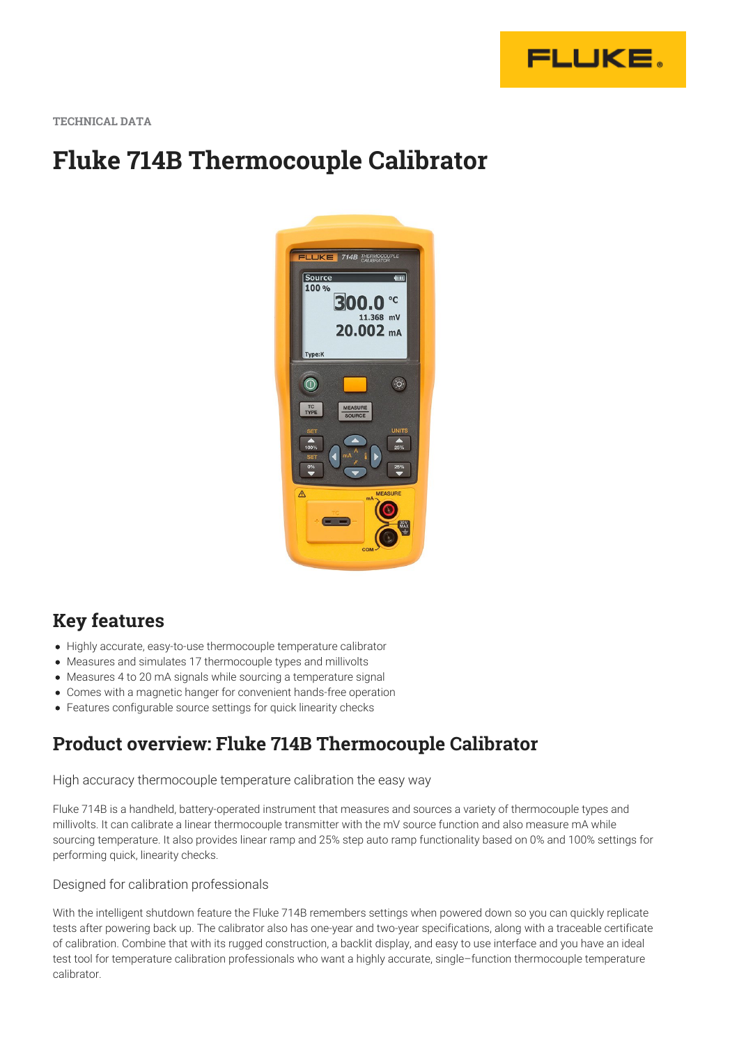TECHNICAL DATA

# Fluke 714B Thermocouple Calibrator

## Key features

- Highly accurate, easy-to-use thermocouple temperature calibrator
- Measures and simulates 17 thermocouple types and millivolts
- Measures 4 to 20 mA signals while sourcing a temperature signal
- Comes with a magnetic hanger for convenient hands-free operation
- Features configurable source settings for quick linearity checks

## Product overview: Fluke 714B Thermocouple Calibrator

### High accuracy thermocouple temperature calibration the easy way

Fluke 714B is a handheld, battery-operated instrument that measures and sources a variety of thermocouple types and millivolts. It can calibrate a linear thermocouple transmitter with the mV source function and also measure mA while sourcing temperature. It also provides linear ramp and 25% step auto ramp functionality based on 0% and 100% settings for performing quick, linearity checks.

### Designed for calibration professionals

With the intelligent shutdown feature the Fluke 714B remembers settings when powered down so you can quickly replicate tests after powering back up. The calibrator also has one-year and two-year specifications, along with a traceable certificate of calibration. Combine that with its rugged construction, a backlit display, and easy to use interface and you have an ideal test tool for temperature calibration professionals who want a highly accurate, single–function thermocouple temperature calibrator.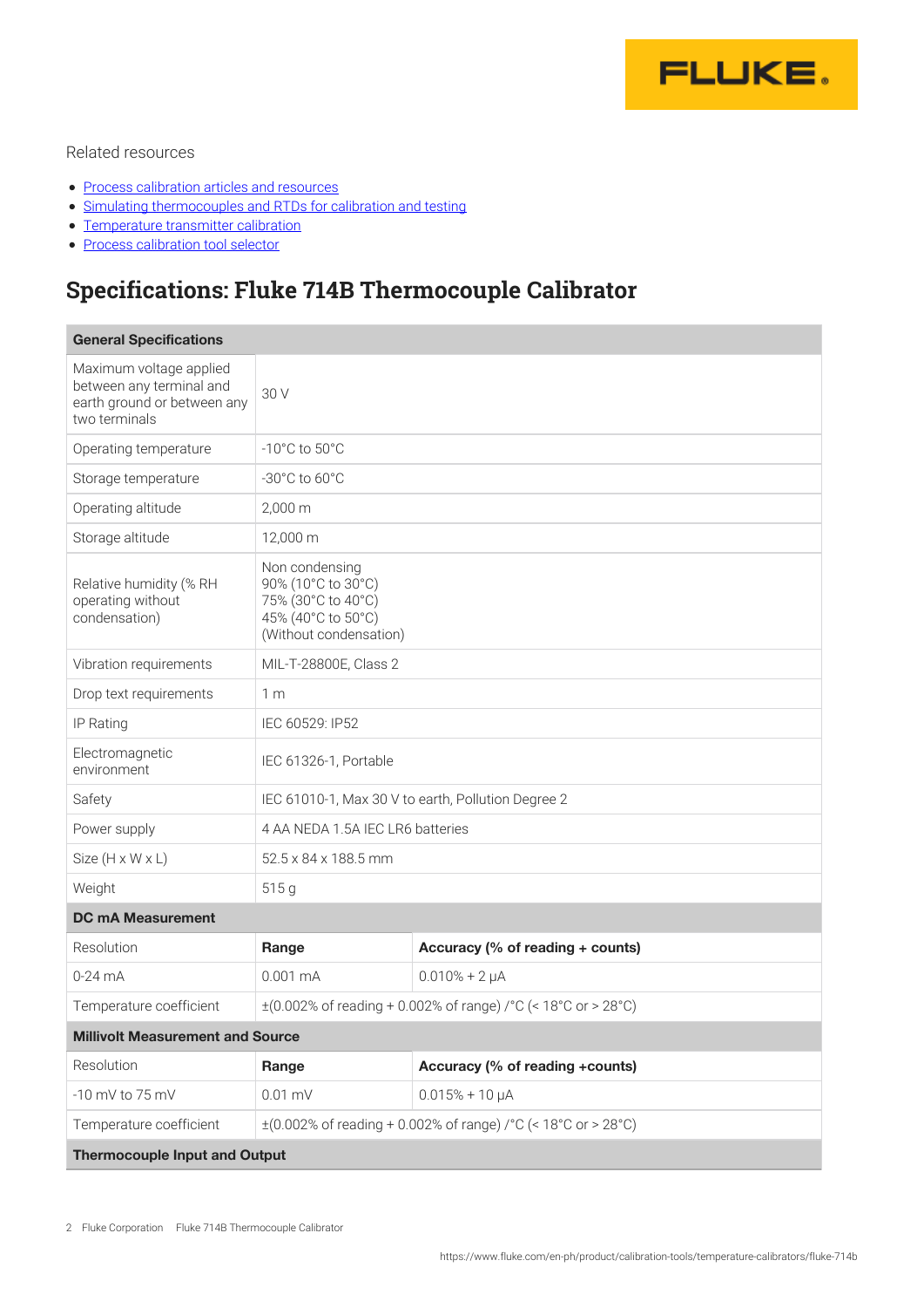Related resources

- Process calibration articles and resources
- Simulating thermocouples and RTDs for calibration and testing
- Temperature transmitter calibration
- Process calibration tool selector

## Specifications: Fluke 714B Thermocouple Calibrator

| **General Specifications** | | |
|---|---|---|
| Maximum voltage applied between any terminal and earth ground or between any two terminals | 30 V | |
| Operating temperature | -10°C to 50°C | |
| Storage temperature | -30°C to 60°C | |
| Operating altitude | 2,000 m | |
| Storage altitude | 12,000 m | |
| Relative humidity (% RH operating without condensation) | Non condensing<br>90% (10°C to 30°C)<br>75% (30°C to 40°C)<br>45% (40°C to 50°C)<br>(Without condensation) | |
| Vibration requirements | MIL-T-28800E, Class 2 | |
| Drop text requirements | 1 m | |
| IP Rating | IEC 60529: IP52 | |
| Electromagnetic environment | IEC 61326-1, Portable | |
| Safety | IEC 61010-1, Max 30 V to earth, Pollution Degree 2 | |
| Power supply | 4 AA NEDA 1.5A IEC LR6 batteries | |
| Size (H x W x L) | 52.5 x 84 x 188.5 mm | |
| Weight | 515 g | |
| **DC mA Measurement** | | |
| Resolution | **Range** | **Accuracy (% of reading + counts)** |
| 0-24 mA | 0.001 mA | 0.010% + 2 µA |
| Temperature coefficient | ±(0.002% of reading + 0.002% of range) /°C (< 18°C or > 28°C) | |
| **Millivolt Measurement and Source** | | |
| Resolution | **Range** | **Accuracy (% of reading +counts)** |
| -10 mV to 75 mV | 0.01 mV | 0.015% + 10 µA |
| Temperature coefficient | ±(0.002% of reading + 0.002% of range) /°C (< 18°C or > 28°C) | |
| **Thermocouple Input and Output** | | |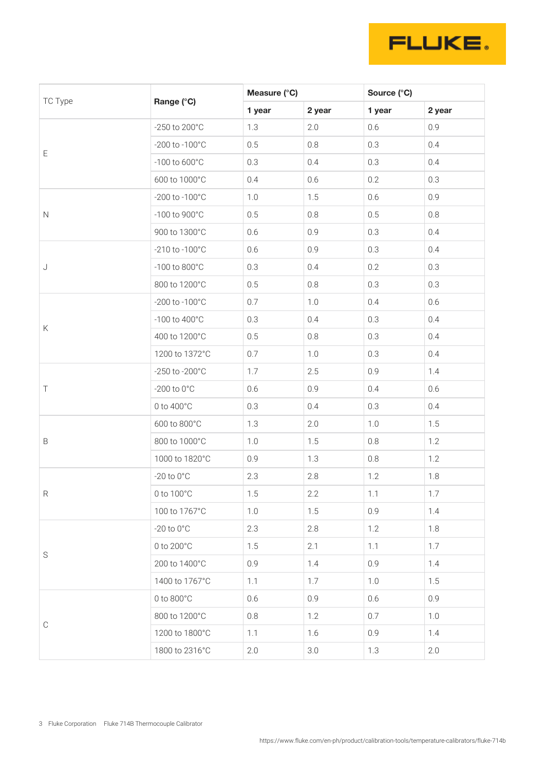| TC Type | Range (°C) | Measure (°C) | | Source (°C) | |
|---|---|---|---|---|---|
| | | 1 year | 2 year | 1 year | 2 year |
| E | -250 to 200°C | 1.3 | 2.0 | 0.6 | 0.9 |
| | -200 to -100°C | 0.5 | 0.8 | 0.3 | 0.4 |
| | -100 to 600°C | 0.3 | 0.4 | 0.3 | 0.4 |
| | 600 to 1000°C | 0.4 | 0.6 | 0.2 | 0.3 |
| N | -200 to -100°C | 1.0 | 1.5 | 0.6 | 0.9 |
| | -100 to 900°C | 0.5 | 0.8 | 0.5 | 0.8 |
| | 900 to 1300°C | 0.6 | 0.9 | 0.3 | 0.4 |
| J | -210 to -100°C | 0.6 | 0.9 | 0.3 | 0.4 |
| | -100 to 800°C | 0.3 | 0.4 | 0.2 | 0.3 |
| | 800 to 1200°C | 0.5 | 0.8 | 0.3 | 0.3 |
| K | -200 to -100°C | 0.7 | 1.0 | 0.4 | 0.6 |
| | -100 to 400°C | 0.3 | 0.4 | 0.3 | 0.4 |
| | 400 to 1200°C | 0.5 | 0.8 | 0.3 | 0.4 |
| | 1200 to 1372°C | 0.7 | 1.0 | 0.3 | 0.4 |
| T | -250 to -200°C | 1.7 | 2.5 | 0.9 | 1.4 |
| | -200 to 0°C | 0.6 | 0.9 | 0.4 | 0.6 |
| | 0 to 400°C | 0.3 | 0.4 | 0.3 | 0.4 |
| B | 600 to 800°C | 1.3 | 2.0 | 1.0 | 1.5 |
| | 800 to 1000°C | 1.0 | 1.5 | 0.8 | 1.2 |
| | 1000 to 1820°C | 0.9 | 1.3 | 0.8 | 1.2 |
| R | -20 to 0°C | 2.3 | 2.8 | 1.2 | 1.8 |
| | 0 to 100°C | 1.5 | 2.2 | 1.1 | 1.7 |
| | 100 to 1767°C | 1.0 | 1.5 | 0.9 | 1.4 |
| S | -20 to 0°C | 2.3 | 2.8 | 1.2 | 1.8 |
| | 0 to 200°C | 1.5 | 2.1 | 1.1 | 1.7 |
| | 200 to 1400°C | 0.9 | 1.4 | 0.9 | 1.4 |
| | 1400 to 1767°C | 1.1 | 1.7 | 1.0 | 1.5 |
| C | 0 to 800°C | 0.6 | 0.9 | 0.6 | 0.9 |
| | 800 to 1200°C | 0.8 | 1.2 | 0.7 | 1.0 |
| | 1200 to 1800°C | 1.1 | 1.6 | 0.9 | 1.4 |
| | 1800 to 2316°C | 2.0 | 3.0 | 1.3 | 2.0 |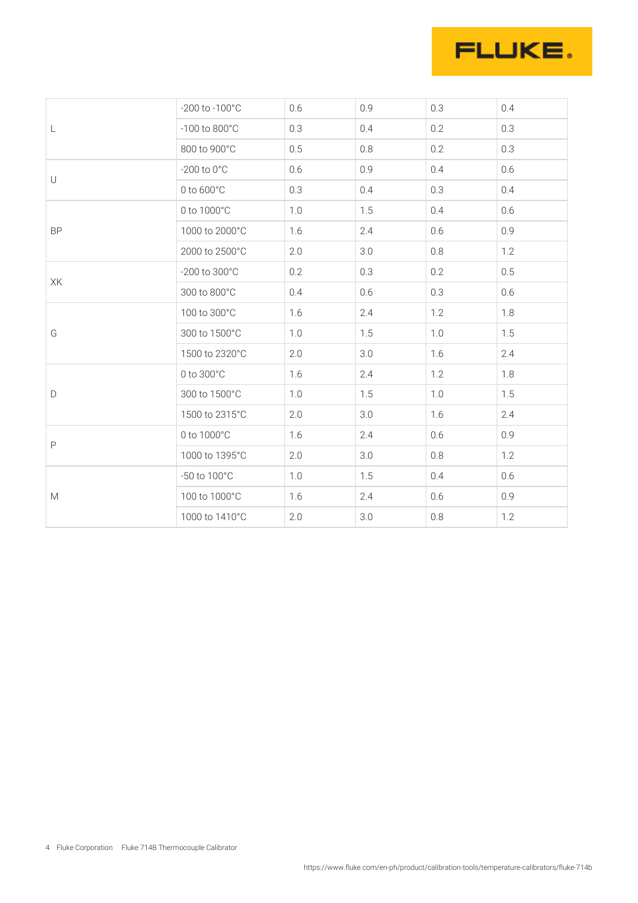| | | | | | |
|---|---|---|---|---|---|
| L | -200 to -100°C | 0.6 | 0.9 | 0.3 | 0.4 |
| | -100 to 800°C | 0.3 | 0.4 | 0.2 | 0.3 |
| | 800 to 900°C | 0.5 | 0.8 | 0.2 | 0.3 |
| U | -200 to 0°C | 0.6 | 0.9 | 0.4 | 0.6 |
| | 0 to 600°C | 0.3 | 0.4 | 0.3 | 0.4 |
| BP | 0 to 1000°C | 1.0 | 1.5 | 0.4 | 0.6 |
| | 1000 to 2000°C | 1.6 | 2.4 | 0.6 | 0.9 |
| | 2000 to 2500°C | 2.0 | 3.0 | 0.8 | 1.2 |
| XK | -200 to 300°C | 0.2 | 0.3 | 0.2 | 0.5 |
| | 300 to 800°C | 0.4 | 0.6 | 0.3 | 0.6 |
| G | 100 to 300°C | 1.6 | 2.4 | 1.2 | 1.8 |
| | 300 to 1500°C | 1.0 | 1.5 | 1.0 | 1.5 |
| | 1500 to 2320°C | 2.0 | 3.0 | 1.6 | 2.4 |
| D | 0 to 300°C | 1.6 | 2.4 | 1.2 | 1.8 |
| | 300 to 1500°C | 1.0 | 1.5 | 1.0 | 1.5 |
| | 1500 to 2315°C | 2.0 | 3.0 | 1.6 | 2.4 |
| P | 0 to 1000°C | 1.6 | 2.4 | 0.6 | 0.9 |
| | 1000 to 1395°C | 2.0 | 3.0 | 0.8 | 1.2 |
| M | -50 to 100°C | 1.0 | 1.5 | 0.4 | 0.6 |
| | 100 to 1000°C | 1.6 | 2.4 | 0.6 | 0.9 |
| | 1000 to 1410°C | 2.0 | 3.0 | 0.8 | 1.2 |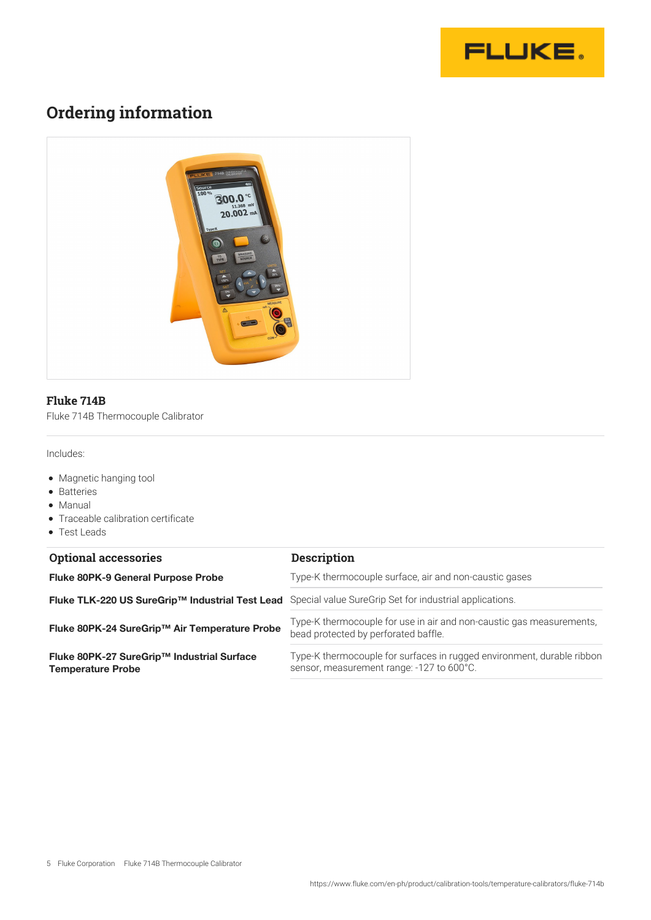## Ordering information

**Fluke 714B**

Fluke 714B Thermocouple Calibrator

Includes:

- Magnetic hanging tool
- Batteries
- Manual
- Traceable calibration certificate
- Test Leads

| Optional accessories | Description |
|---|---|
| **Fluke 80PK-9 General Purpose Probe** | Type-K thermocouple surface, air and non-caustic gases |
| **Fluke TLK-220 US SureGrip™ Industrial Test Lead** | Special value SureGrip Set for industrial applications. |
| **Fluke 80PK-24 SureGrip™ Air Temperature Probe** | Type-K thermocouple for use in air and non-caustic gas measurements, bead protected by perforated baffle. |
| **Fluke 80PK-27 SureGrip™ Industrial Surface Temperature Probe** | Type-K thermocouple for surfaces in rugged environment, durable ribbon sensor, measurement range: -127 to 600°C. |

https://www.fluke.com/en-ph/product/calibration-tools/temperature-calibrators/fluke-714b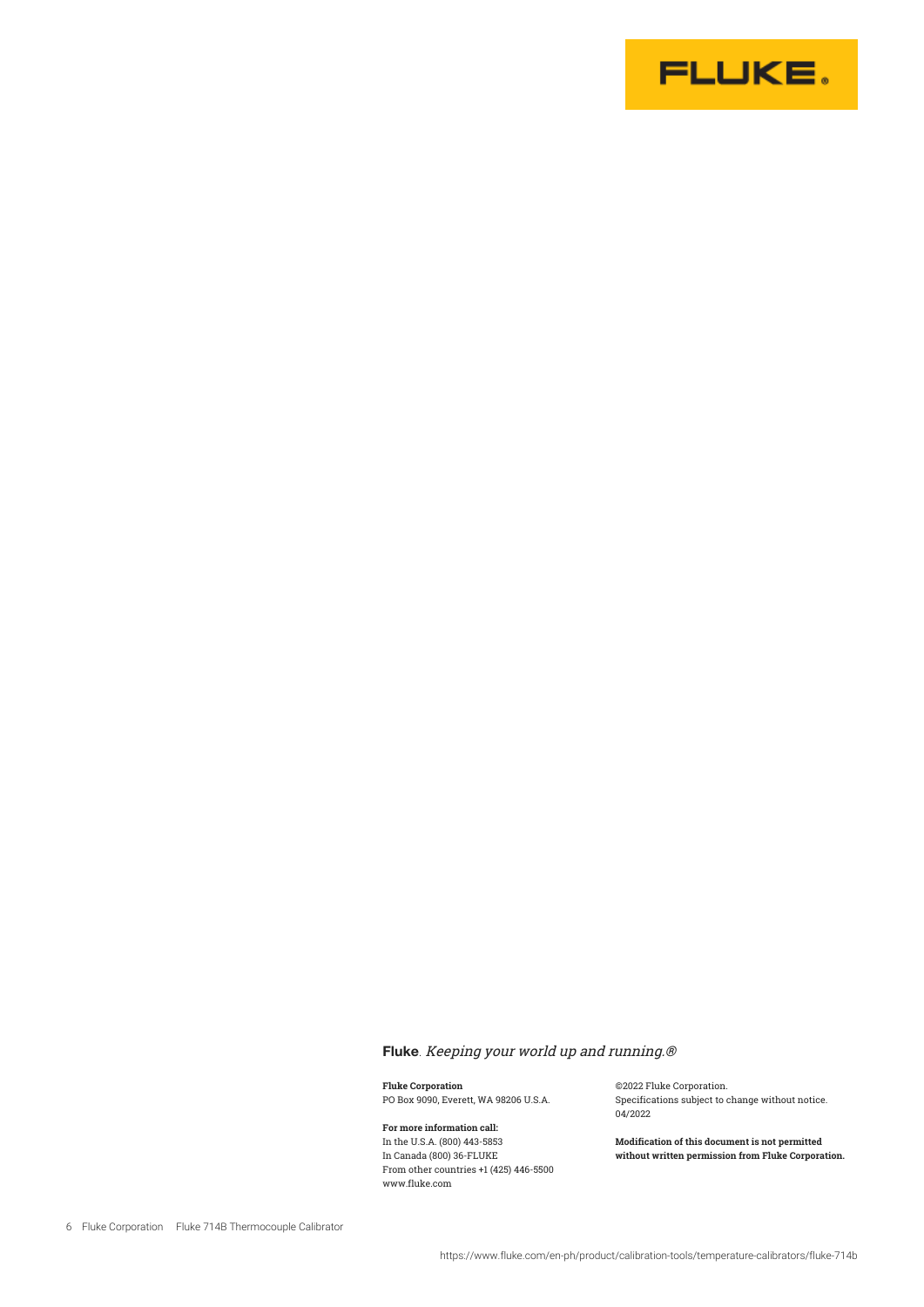**Fluke**. *Keeping your world up and running.®*

**Fluke Corporation**
PO Box 9090, Everett, WA 98206 U.S.A.

**For more information call:**
In the U.S.A. (800) 443-5853
In Canada (800) 36-FLUKE
From other countries +1 (425) 446-5500
www.fluke.com

©2022 Fluke Corporation.
Specifications subject to change without notice.
04/2022

**Modification of this document is not permitted without written permission from Fluke Corporation.**